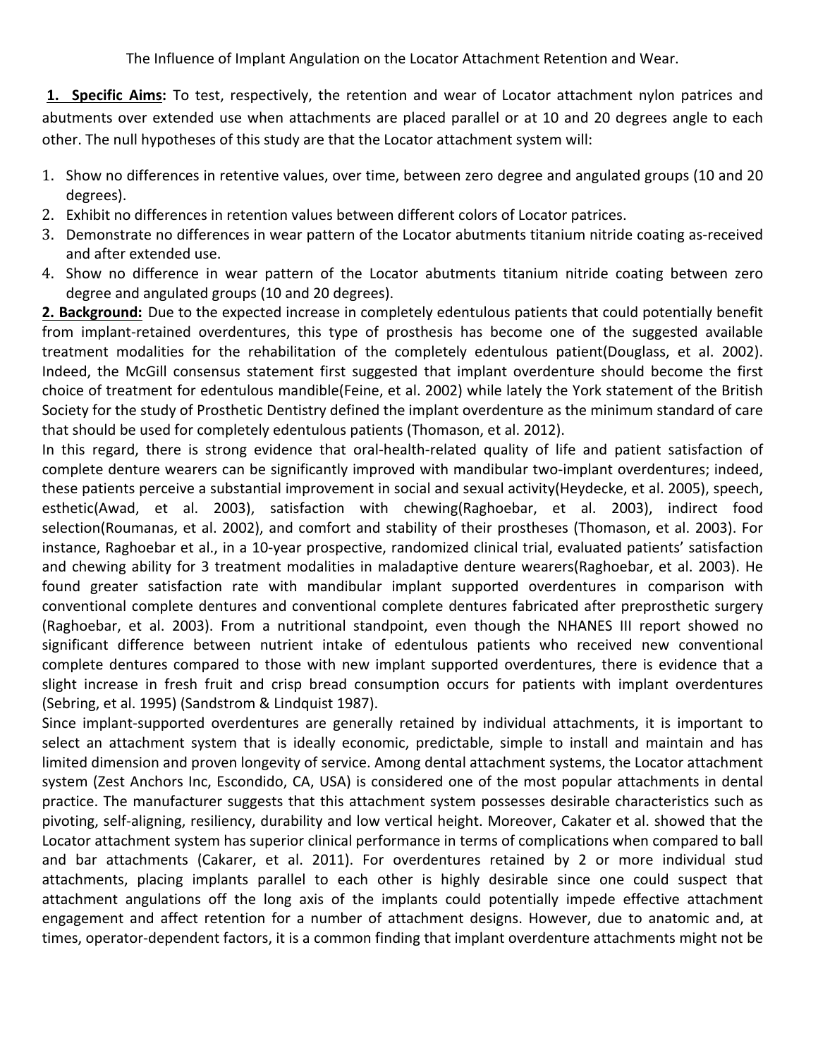The Influence of Implant Angulation on the Locator Attachment Retention and Wear.

**1. Specific Aims:** To test, respectively, the retention and wear of Locator attachment nylon patrices and abutments over extended use when attachments are placed parallel or at 10 and 20 degrees angle to each other. The null hypotheses of this study are that the Locator attachment system will:

1. Show no differences in retentive values, over time, between zero degree and angulated groups (10 and 20 degrees).
2. Exhibit no differences in retention values between different colors of Locator patrices.
3. Demonstrate no differences in wear pattern of the Locator abutments titanium nitride coating as-received and after extended use.
4. Show no difference in wear pattern of the Locator abutments titanium nitride coating between zero degree and angulated groups (10 and 20 degrees).

**2. Background:** Due to the expected increase in completely edentulous patients that could potentially benefit from implant-retained overdentures, this type of prosthesis has become one of the suggested available treatment modalities for the rehabilitation of the completely edentulous patient(Douglass, et al. 2002). Indeed, the McGill consensus statement first suggested that implant overdenture should become the first choice of treatment for edentulous mandible(Feine, et al. 2002) while lately the York statement of the British Society for the study of Prosthetic Dentistry defined the implant overdenture as the minimum standard of care that should be used for completely edentulous patients (Thomason, et al. 2012).

In this regard, there is strong evidence that oral-health-related quality of life and patient satisfaction of complete denture wearers can be significantly improved with mandibular two-implant overdentures; indeed, these patients perceive a substantial improvement in social and sexual activity(Heydecke, et al. 2005), speech, esthetic(Awad, et al. 2003), satisfaction with chewing(Raghoebar, et al. 2003), indirect food selection(Roumanas, et al. 2002), and comfort and stability of their prostheses (Thomason, et al. 2003). For instance, Raghoebar et al., in a 10-year prospective, randomized clinical trial, evaluated patients' satisfaction and chewing ability for 3 treatment modalities in maladaptive denture wearers(Raghoebar, et al. 2003). He found greater satisfaction rate with mandibular implant supported overdentures in comparison with conventional complete dentures and conventional complete dentures fabricated after preprosthetic surgery (Raghoebar, et al. 2003). From a nutritional standpoint, even though the NHANES III report showed no significant difference between nutrient intake of edentulous patients who received new conventional complete dentures compared to those with new implant supported overdentures, there is evidence that a slight increase in fresh fruit and crisp bread consumption occurs for patients with implant overdentures (Sebring, et al. 1995) (Sandstrom & Lindquist 1987).

Since implant-supported overdentures are generally retained by individual attachments, it is important to select an attachment system that is ideally economic, predictable, simple to install and maintain and has limited dimension and proven longevity of service. Among dental attachment systems, the Locator attachment system (Zest Anchors Inc, Escondido, CA, USA) is considered one of the most popular attachments in dental practice. The manufacturer suggests that this attachment system possesses desirable characteristics such as pivoting, self-aligning, resiliency, durability and low vertical height. Moreover, Cakater et al. showed that the Locator attachment system has superior clinical performance in terms of complications when compared to ball and bar attachments (Cakarer, et al. 2011). For overdentures retained by 2 or more individual stud attachments, placing implants parallel to each other is highly desirable since one could suspect that attachment angulations off the long axis of the implants could potentially impede effective attachment engagement and affect retention for a number of attachment designs. However, due to anatomic and, at times, operator-dependent factors, it is a common finding that implant overdenture attachments might not be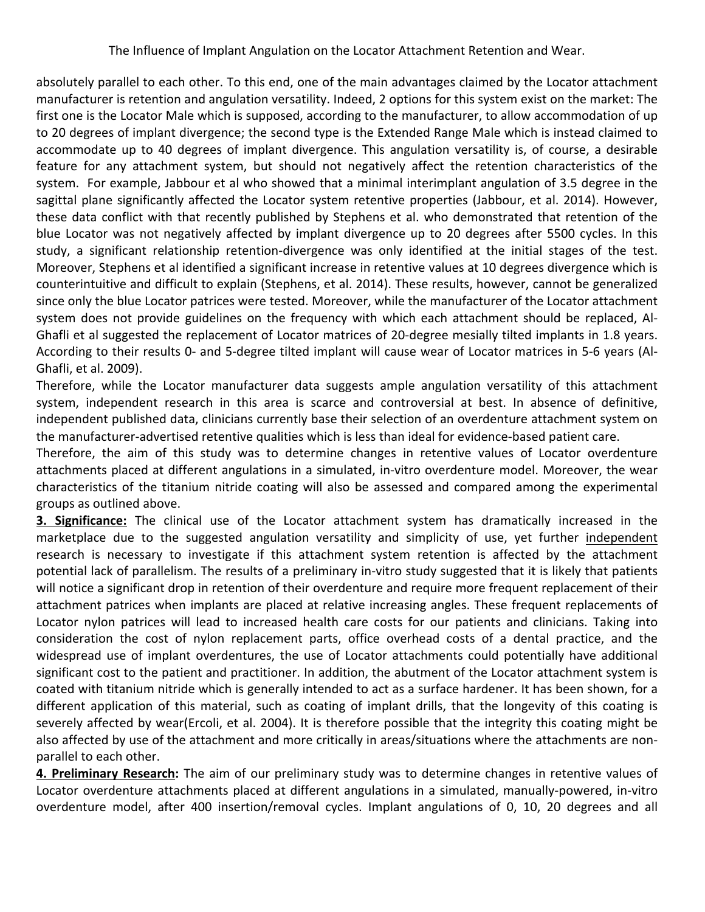absolutely parallel to each other. To this end, one of the main advantages claimed by the Locator attachment manufacturer is retention and angulation versatility. Indeed, 2 options for this system exist on the market: The first one is the Locator Male which is supposed, according to the manufacturer, to allow accommodation of up to 20 degrees of implant divergence; the second type is the Extended Range Male which is instead claimed to accommodate up to 40 degrees of implant divergence. This angulation versatility is, of course, a desirable feature for any attachment system, but should not negatively affect the retention characteristics of the system. For example, Jabbour et al who showed that a minimal interimplant angulation of 3.5 degree in the sagittal plane significantly affected the Locator system retentive properties (Jabbour, et al. 2014). However, these data conflict with that recently published by Stephens et al. who demonstrated that retention of the blue Locator was not negatively affected by implant divergence up to 20 degrees after 5500 cycles. In this study, a significant relationship retention-divergence was only identified at the initial stages of the test. Moreover, Stephens et al identified a significant increase in retentive values at 10 degrees divergence which is counterintuitive and difficult to explain (Stephens, et al. 2014). These results, however, cannot be generalized since only the blue Locator patrices were tested. Moreover, while the manufacturer of the Locator attachment system does not provide guidelines on the frequency with which each attachment should be replaced, Al-Ghafli et al suggested the replacement of Locator matrices of 20-degree mesially tilted implants in 1.8 years. According to their results 0- and 5-degree tilted implant will cause wear of Locator matrices in 5-6 years (Al-Ghafli, et al. 2009).

Therefore, while the Locator manufacturer data suggests ample angulation versatility of this attachment system, independent research in this area is scarce and controversial at best. In absence of definitive, independent published data, clinicians currently base their selection of an overdenture attachment system on the manufacturer-advertised retentive qualities which is less than ideal for evidence-based patient care.

Therefore, the aim of this study was to determine changes in retentive values of Locator overdenture attachments placed at different angulations in a simulated, in-vitro overdenture model. Moreover, the wear characteristics of the titanium nitride coating will also be assessed and compared among the experimental groups as outlined above.

**3. Significance:** The clinical use of the Locator attachment system has dramatically increased in the marketplace due to the suggested angulation versatility and simplicity of use, yet further independent research is necessary to investigate if this attachment system retention is affected by the attachment potential lack of parallelism. The results of a preliminary in-vitro study suggested that it is likely that patients will notice a significant drop in retention of their overdenture and require more frequent replacement of their attachment patrices when implants are placed at relative increasing angles. These frequent replacements of Locator nylon patrices will lead to increased health care costs for our patients and clinicians. Taking into consideration the cost of nylon replacement parts, office overhead costs of a dental practice, and the widespread use of implant overdentures, the use of Locator attachments could potentially have additional significant cost to the patient and practitioner. In addition, the abutment of the Locator attachment system is coated with titanium nitride which is generally intended to act as a surface hardener. It has been shown, for a different application of this material, such as coating of implant drills, that the longevity of this coating is severely affected by wear(Ercoli, et al. 2004). It is therefore possible that the integrity this coating might be also affected by use of the attachment and more critically in areas/situations where the attachments are non-parallel to each other.

**4. Preliminary Research:** The aim of our preliminary study was to determine changes in retentive values of Locator overdenture attachments placed at different angulations in a simulated, manually-powered, in-vitro overdenture model, after 400 insertion/removal cycles. Implant angulations of 0, 10, 20 degrees and all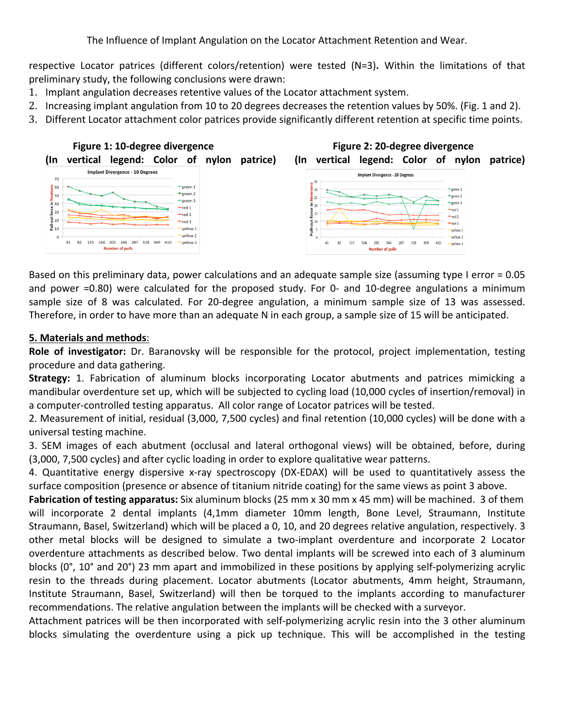respective Locator patrices (different colors/retention) were tested (N=3)**.** Within the limitations of that preliminary study, the following conclusions were drawn:

1. Implant angulation decreases retentive values of the Locator attachment system.
2. Increasing implant angulation from 10 to 20 degrees decreases the retention values by 50%. (Fig. 1 and 2).
3. Different Locator attachment color patrices provide significantly different retention at specific time points.

**Figure 1: 10-degree divergence (In vertical legend: Color of nylon patrice)**

**Figure 2: 20-degree divergence (In vertical legend: Color of nylon patrice)**

Based on this preliminary data, power calculations and an adequate sample size (assuming type I error = 0.05 and power =0.80) were calculated for the proposed study. For 0- and 10-degree angulations a minimum sample size of 8 was calculated. For 20-degree angulation, a minimum sample size of 13 was assessed. Therefore, in order to have more than an adequate N in each group, a sample size of 15 will be anticipated.

## 5. Materials and methods:

**Role of investigator:** Dr. Baranovsky will be responsible for the protocol, project implementation, testing procedure and data gathering.

**Strategy:** 1. Fabrication of aluminum blocks incorporating Locator abutments and patrices mimicking a mandibular overdenture set up, which will be subjected to cycling load (10,000 cycles of insertion/removal) in a computer-controlled testing apparatus. All color range of Locator patrices will be tested.

2. Measurement of initial, residual (3,000, 7,500 cycles) and final retention (10,000 cycles) will be done with a universal testing machine.

3. SEM images of each abutment (occlusal and lateral orthogonal views) will be obtained, before, during (3,000, 7,500 cycles) and after cyclic loading in order to explore qualitative wear patterns.

4. Quantitative energy dispersive x-ray spectroscopy (DX-EDAX) will be used to quantitatively assess the surface composition (presence or absence of titanium nitride coating) for the same views as point 3 above.

**Fabrication of testing apparatus:** Six aluminum blocks (25 mm x 30 mm x 45 mm) will be machined. 3 of them will incorporate 2 dental implants (4,1mm diameter 10mm length, Bone Level, Straumann, Institute Straumann, Basel, Switzerland) which will be placed a 0, 10, and 20 degrees relative angulation, respectively. 3 other metal blocks will be designed to simulate a two-implant overdenture and incorporate 2 Locator overdenture attachments as described below. Two dental implants will be screwed into each of 3 aluminum blocks (0°, 10° and 20°) 23 mm apart and immobilized in these positions by applying self-polymerizing acrylic resin to the threads during placement. Locator abutments (Locator abutments, 4mm height, Straumann, Institute Straumann, Basel, Switzerland) will then be torqued to the implants according to manufacturer recommendations. The relative angulation between the implants will be checked with a surveyor.

Attachment patrices will be then incorporated with self-polymerizing acrylic resin into the 3 other aluminum blocks simulating the overdenture using a pick up technique. This will be accomplished in the testing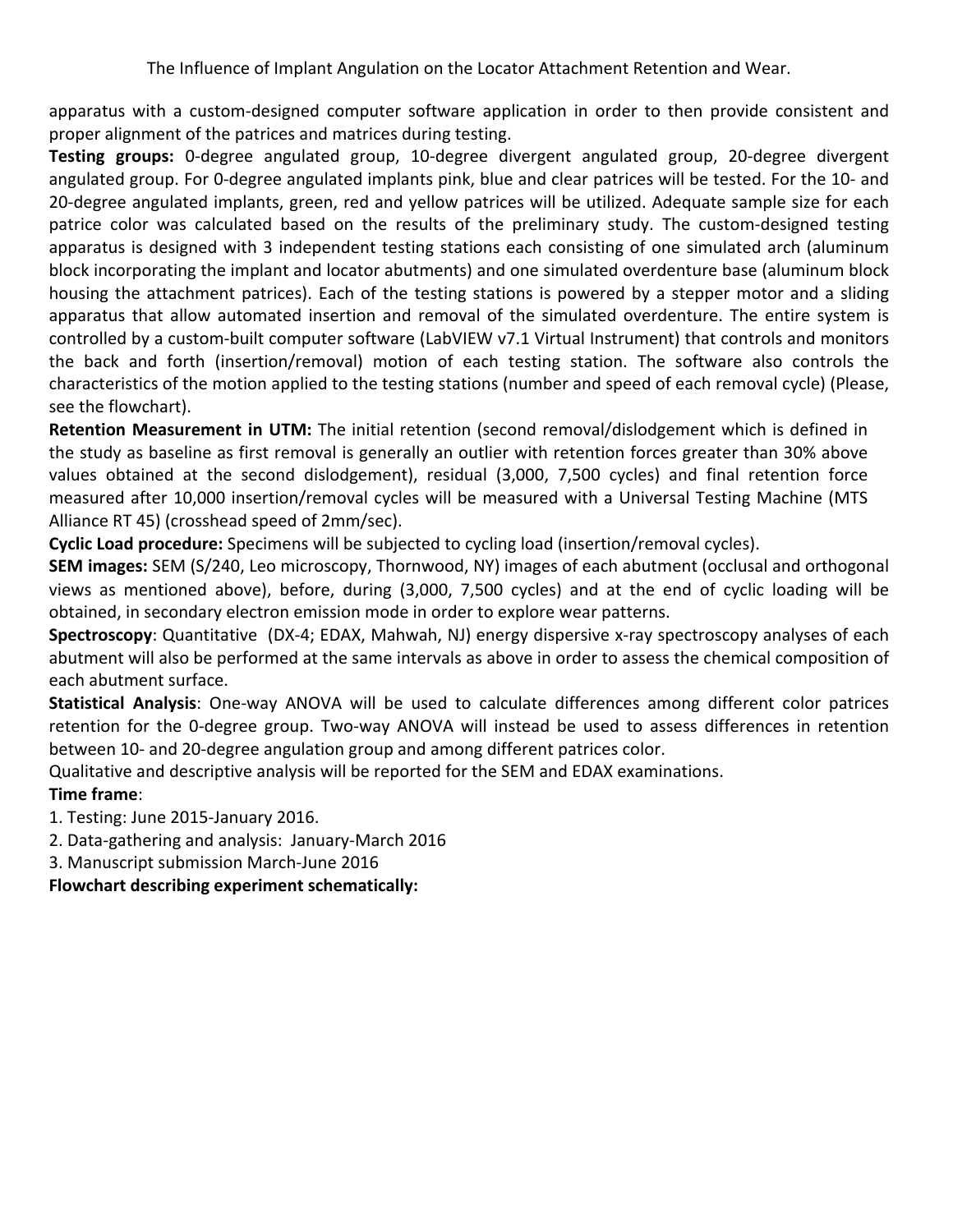apparatus with a custom-designed computer software application in order to then provide consistent and proper alignment of the patrices and matrices during testing.

**Testing groups:** 0-degree angulated group, 10-degree divergent angulated group, 20-degree divergent angulated group. For 0-degree angulated implants pink, blue and clear patrices will be tested. For the 10- and 20-degree angulated implants, green, red and yellow patrices will be utilized. Adequate sample size for each patrice color was calculated based on the results of the preliminary study. The custom-designed testing apparatus is designed with 3 independent testing stations each consisting of one simulated arch (aluminum block incorporating the implant and locator abutments) and one simulated overdenture base (aluminum block housing the attachment patrices). Each of the testing stations is powered by a stepper motor and a sliding apparatus that allow automated insertion and removal of the simulated overdenture. The entire system is controlled by a custom-built computer software (LabVIEW v7.1 Virtual Instrument) that controls and monitors the back and forth (insertion/removal) motion of each testing station. The software also controls the characteristics of the motion applied to the testing stations (number and speed of each removal cycle) (Please, see the flowchart).

**Retention Measurement in UTM:** The initial retention (second removal/dislodgement which is defined in the study as baseline as first removal is generally an outlier with retention forces greater than 30% above values obtained at the second dislodgement), residual (3,000, 7,500 cycles) and final retention force measured after 10,000 insertion/removal cycles will be measured with a Universal Testing Machine (MTS Alliance RT 45) (crosshead speed of 2mm/sec).

**Cyclic Load procedure:** Specimens will be subjected to cycling load (insertion/removal cycles).

**SEM images:** SEM (S/240, Leo microscopy, Thornwood, NY) images of each abutment (occlusal and orthogonal views as mentioned above), before, during (3,000, 7,500 cycles) and at the end of cyclic loading will be obtained, in secondary electron emission mode in order to explore wear patterns.

**Spectroscopy**: Quantitative (DX-4; EDAX, Mahwah, NJ) energy dispersive x-ray spectroscopy analyses of each abutment will also be performed at the same intervals as above in order to assess the chemical composition of each abutment surface.

**Statistical Analysis**: One-way ANOVA will be used to calculate differences among different color patrices retention for the 0-degree group. Two-way ANOVA will instead be used to assess differences in retention between 10- and 20-degree angulation group and among different patrices color.

Qualitative and descriptive analysis will be reported for the SEM and EDAX examinations.

**Time frame**:

1. Testing: June 2015-January 2016.
2. Data-gathering and analysis: January-March 2016
3. Manuscript submission March-June 2016

**Flowchart describing experiment schematically:**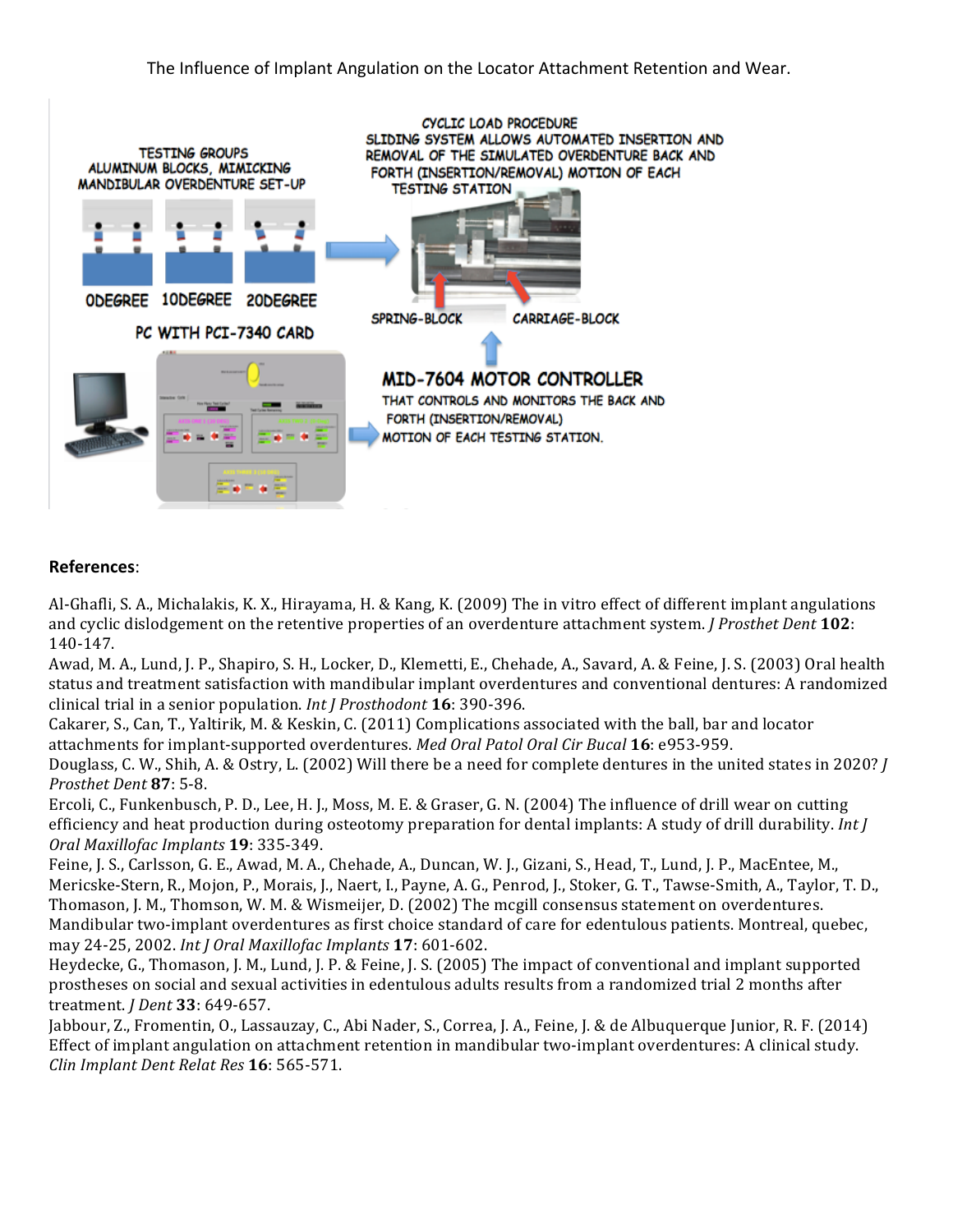The Influence of Implant Angulation on the Locator Attachment Retention and Wear.

TESTING GROUPS
ALUMINUM BLOCKS, MIMICKING MANDIBULAR OVERDENTURE SET-UP

0DEGREE 10DEGREE 20DEGREE

PC WITH PCI-7340 CARD

CYCLIC LOAD PROCEDURE
SLIDING SYSTEM ALLOWS AUTOMATED INSERTION AND REMOVAL OF THE SIMULATED OVERDENTURE BACK AND FORTH (INSERTION/REMOVAL) MOTION OF EACH TESTING STATION

SPRING-BLOCK CARRIAGE-BLOCK

MID-7604 MOTOR CONTROLLER
THAT CONTROLS AND MONITORS THE BACK AND FORTH (INSERTION/REMOVAL) MOTION OF EACH TESTING STATION.

**References**:

Al-Ghafli, S. A., Michalakis, K. X., Hirayama, H. & Kang, K. (2009) The in vitro effect of different implant angulations and cyclic dislodgement on the retentive properties of an overdenture attachment system. *J Prosthet Dent* **102**: 140-147.

Awad, M. A., Lund, J. P., Shapiro, S. H., Locker, D., Klemetti, E., Chehade, A., Savard, A. & Feine, J. S. (2003) Oral health status and treatment satisfaction with mandibular implant overdentures and conventional dentures: A randomized clinical trial in a senior population. *Int J Prosthodont* **16**: 390-396.

Cakarer, S., Can, T., Yaltirik, M. & Keskin, C. (2011) Complications associated with the ball, bar and locator attachments for implant-supported overdentures. *Med Oral Patol Oral Cir Bucal* **16**: e953-959.

Douglass, C. W., Shih, A. & Ostry, L. (2002) Will there be a need for complete dentures in the united states in 2020? *J Prosthet Dent* **87**: 5-8.

Ercoli, C., Funkenbusch, P. D., Lee, H. J., Moss, M. E. & Graser, G. N. (2004) The influence of drill wear on cutting efficiency and heat production during osteotomy preparation for dental implants: A study of drill durability. *Int J Oral Maxillofac Implants* **19**: 335-349.

Feine, J. S., Carlsson, G. E., Awad, M. A., Chehade, A., Duncan, W. J., Gizani, S., Head, T., Lund, J. P., MacEntee, M., Mericske-Stern, R., Mojon, P., Morais, J., Naert, I., Payne, A. G., Penrod, J., Stoker, G. T., Tawse-Smith, A., Taylor, T. D., Thomason, J. M., Thomson, W. M. & Wismeijer, D. (2002) The mcgill consensus statement on overdentures. Mandibular two-implant overdentures as first choice standard of care for edentulous patients. Montreal, quebec, may 24-25, 2002. *Int J Oral Maxillofac Implants* **17**: 601-602.

Heydecke, G., Thomason, J. M., Lund, J. P. & Feine, J. S. (2005) The impact of conventional and implant supported prostheses on social and sexual activities in edentulous adults results from a randomized trial 2 months after treatment. *J Dent* **33**: 649-657.

Jabbour, Z., Fromentin, O., Lassauzay, C., Abi Nader, S., Correa, J. A., Feine, J. & de Albuquerque Junior, R. F. (2014) Effect of implant angulation on attachment retention in mandibular two-implant overdentures: A clinical study. *Clin Implant Dent Relat Res* **16**: 565-571.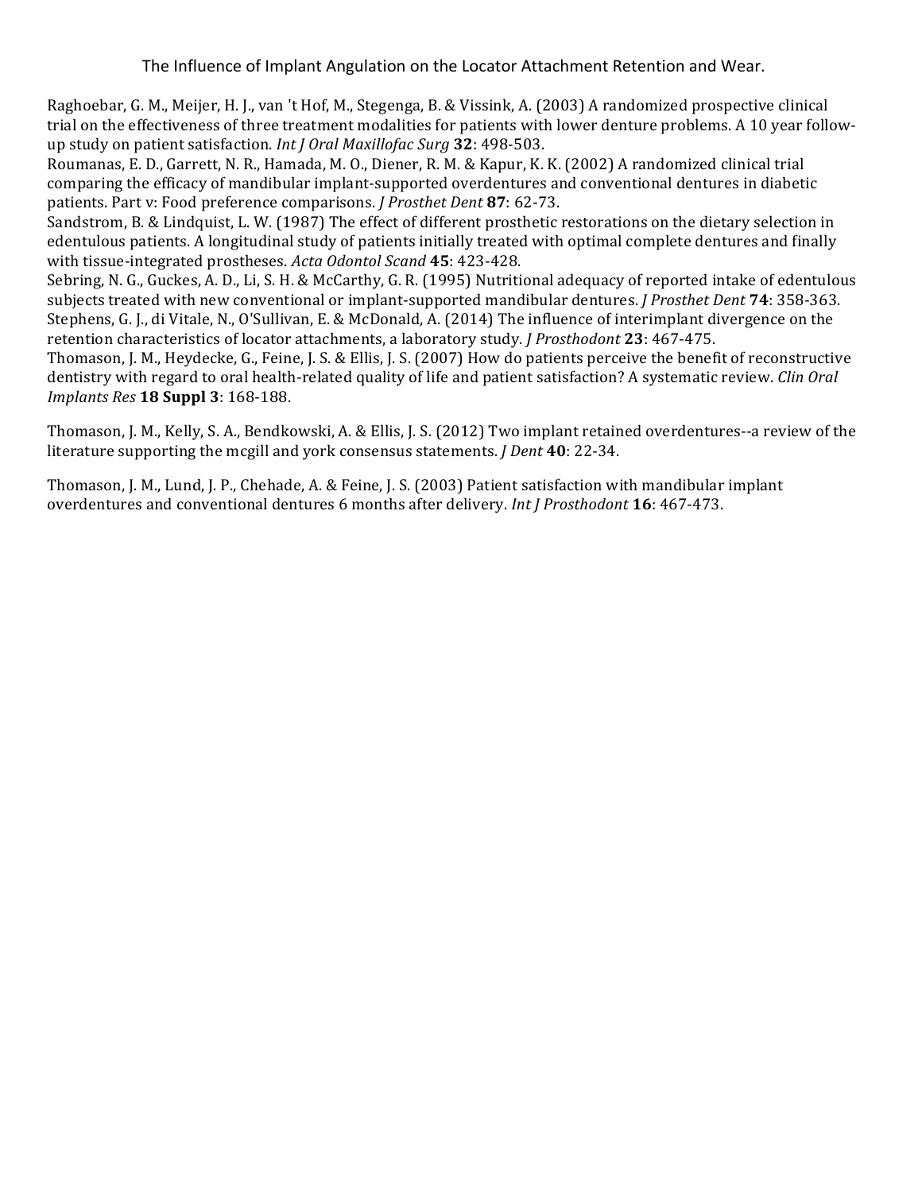Raghoebar, G. M., Meijer, H. J., van 't Hof, M., Stegenga, B. & Vissink, A. (2003) A randomized prospective clinical trial on the effectiveness of three treatment modalities for patients with lower denture problems. A 10 year follow-up study on patient satisfaction. *Int J Oral Maxillofac Surg* **32**: 498-503.

Roumanas, E. D., Garrett, N. R., Hamada, M. O., Diener, R. M. & Kapur, K. K. (2002) A randomized clinical trial comparing the efficacy of mandibular implant-supported overdentures and conventional dentures in diabetic patients. Part v: Food preference comparisons. *J Prosthet Dent* **87**: 62-73.

Sandstrom, B. & Lindquist, L. W. (1987) The effect of different prosthetic restorations on the dietary selection in edentulous patients. A longitudinal study of patients initially treated with optimal complete dentures and finally with tissue-integrated prostheses. *Acta Odontol Scand* **45**: 423-428.

Sebring, N. G., Guckes, A. D., Li, S. H. & McCarthy, G. R. (1995) Nutritional adequacy of reported intake of edentulous subjects treated with new conventional or implant-supported mandibular dentures. *J Prosthet Dent* **74**: 358-363.

Stephens, G. J., di Vitale, N., O'Sullivan, E. & McDonald, A. (2014) The influence of interimplant divergence on the retention characteristics of locator attachments, a laboratory study. *J Prosthodont* **23**: 467-475.

Thomason, J. M., Heydecke, G., Feine, J. S. & Ellis, J. S. (2007) How do patients perceive the benefit of reconstructive dentistry with regard to oral health-related quality of life and patient satisfaction? A systematic review. *Clin Oral Implants Res* **18 Suppl 3**: 168-188.

Thomason, J. M., Kelly, S. A., Bendkowski, A. & Ellis, J. S. (2012) Two implant retained overdentures--a review of the literature supporting the mcgill and york consensus statements. *J Dent* **40**: 22-34.

Thomason, J. M., Lund, J. P., Chehade, A. & Feine, J. S. (2003) Patient satisfaction with mandibular implant overdentures and conventional dentures 6 months after delivery. *Int J Prosthodont* **16**: 467-473.